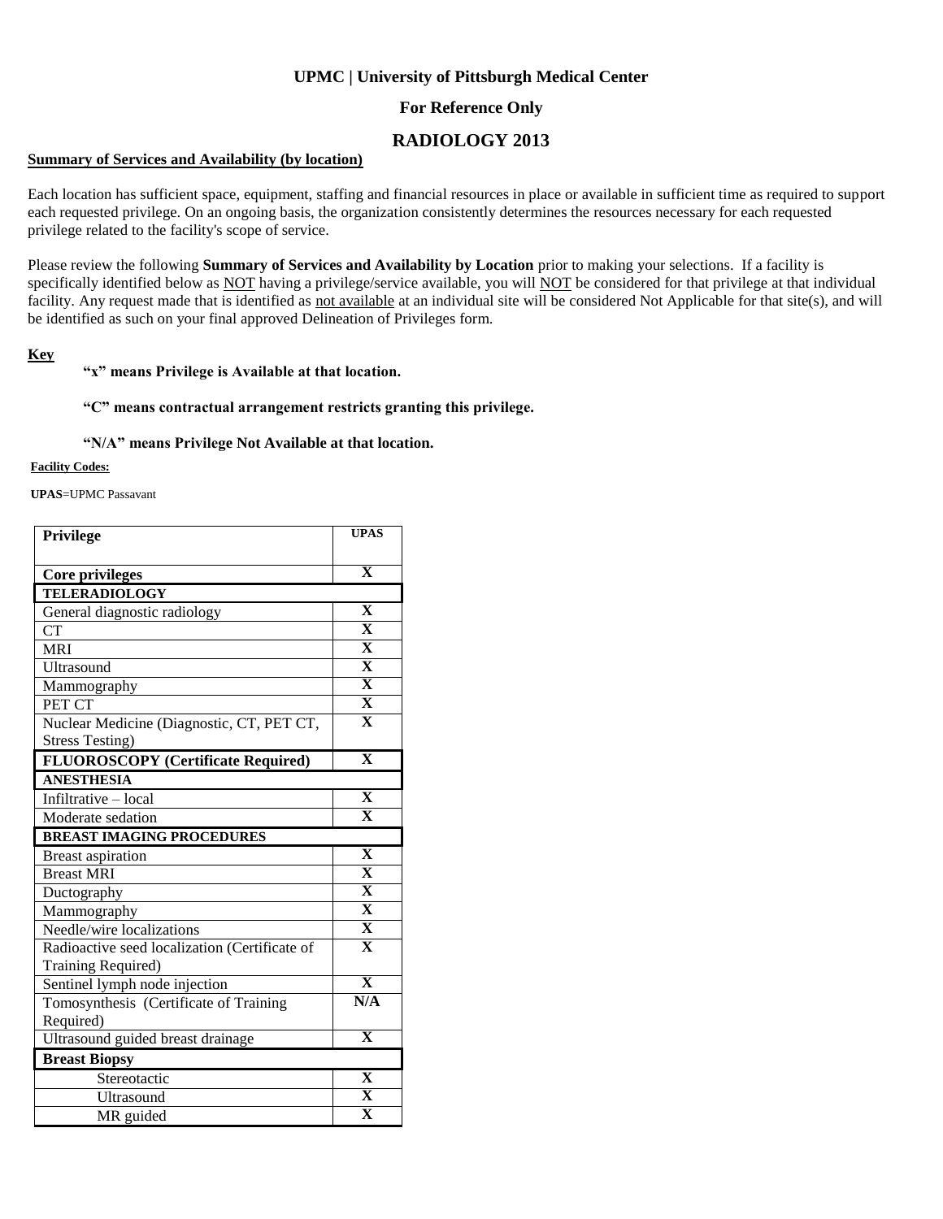**UPMC | University of Pittsburgh Medical Center**

**For Reference Only**

# RADIOLOGY 2013

**Summary of Services and Availability (by location)**

Each location has sufficient space, equipment, staffing and financial resources in place or available in sufficient time as required to support each requested privilege. On an ongoing basis, the organization consistently determines the resources necessary for each requested privilege related to the facility's scope of service.

Please review the following **Summary of Services and Availability by Location** prior to making your selections. If a facility is specifically identified below as NOT having a privilege/service available, you will NOT be considered for that privilege at that individual facility. Any request made that is identified as not available at an individual site will be considered Not Applicable for that site(s), and will be identified as such on your final approved Delineation of Privileges form.

**Key**

**"x" means Privilege is Available at that location.**

**"C" means contractual arrangement restricts granting this privilege.**

**"N/A" means Privilege Not Available at that location.**

**Facility Codes:**

**UPAS**=UPMC Passavant

| Privilege | UPAS |
|---|---|
| **Core privileges** | X |
| **TELERADIOLOGY** | |
| General diagnostic radiology | X |
| CT | X |
| MRI | X |
| Ultrasound | X |
| Mammography | X |
| PET CT | X |
| Nuclear Medicine (Diagnostic, CT, PET CT, Stress Testing) | X |
| **FLUOROSCOPY (Certificate Required)** | X |
| **ANESTHESIA** | |
| Infiltrative – local | X |
| Moderate sedation | X |
| **BREAST IMAGING PROCEDURES** | |
| Breast aspiration | X |
| Breast MRI | X |
| Ductography | X |
| Mammography | X |
| Needle/wire localizations | X |
| Radioactive seed localization (Certificate of Training Required) | X |
| Sentinel lymph node injection | X |
| Tomosynthesis (Certificate of Training Required) | N/A |
| Ultrasound guided breast drainage | X |
| **Breast Biopsy** | |
| Stereotactic | X |
| Ultrasound | X |
| MR guided | X |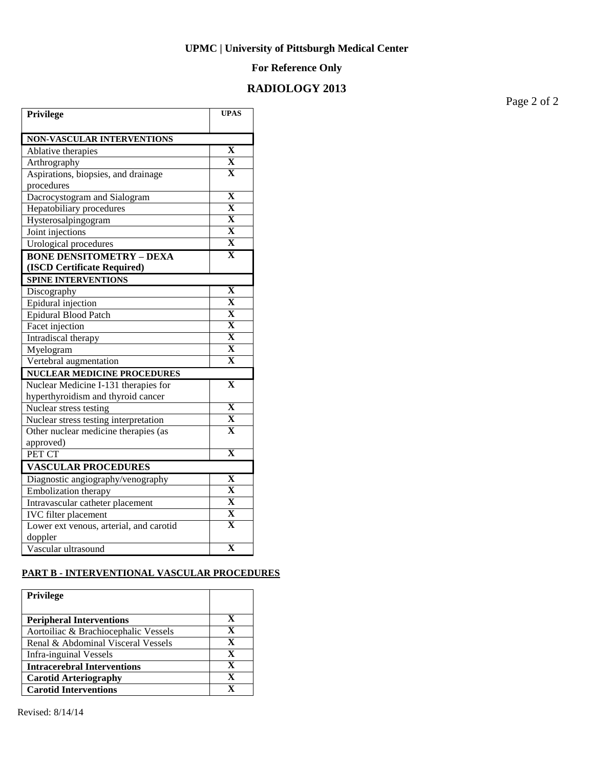**UPMC | University of Pittsburgh Medical Center**

**For Reference Only**

## RADIOLOGY 2013

| Privilege | UPAS |
|---|---|
| **NON-VASCULAR INTERVENTIONS** | |
| Ablative therapies | X |
| Arthrography | X |
| Aspirations, biopsies, and drainage procedures | X |
| Dacrocystogram and Sialogram | X |
| Hepatobiliary procedures | X |
| Hysterosalpingogram | X |
| Joint injections | X |
| Urological procedures | X |
| **BONE DENSITOMETRY – DEXA (ISCD Certificate Required)** | X |
| **SPINE INTERVENTIONS** | |
| Discography | X |
| Epidural injection | X |
| Epidural Blood Patch | X |
| Facet injection | X |
| Intradiscal therapy | X |
| Myelogram | X |
| Vertebral augmentation | X |
| **NUCLEAR MEDICINE PROCEDURES** | |
| Nuclear Medicine I-131 therapies for hyperthyroidism and thyroid cancer | X |
| Nuclear stress testing | X |
| Nuclear stress testing interpretation | X |
| Other nuclear medicine therapies (as approved) | X |
| PET CT | X |
| **VASCULAR PROCEDURES** | |
| Diagnostic angiography/venography | X |
| Embolization therapy | X |
| Intravascular catheter placement | X |
| IVC filter placement | X |
| Lower ext venous, arterial, and carotid doppler | X |
| Vascular ultrasound | X |

**PART B - INTERVENTIONAL VASCULAR PROCEDURES**

| Privilege | |
|---|---|
| **Peripheral Interventions** | X |
| Aortoiliac & Brachiocephalic Vessels | X |
| Renal & Abdominal Visceral Vessels | X |
| Infra-inguinal Vessels | X |
| **Intracerebral Interventions** | X |
| **Carotid Arteriography** | X |
| **Carotid Interventions** | X |

Revised: 8/14/14